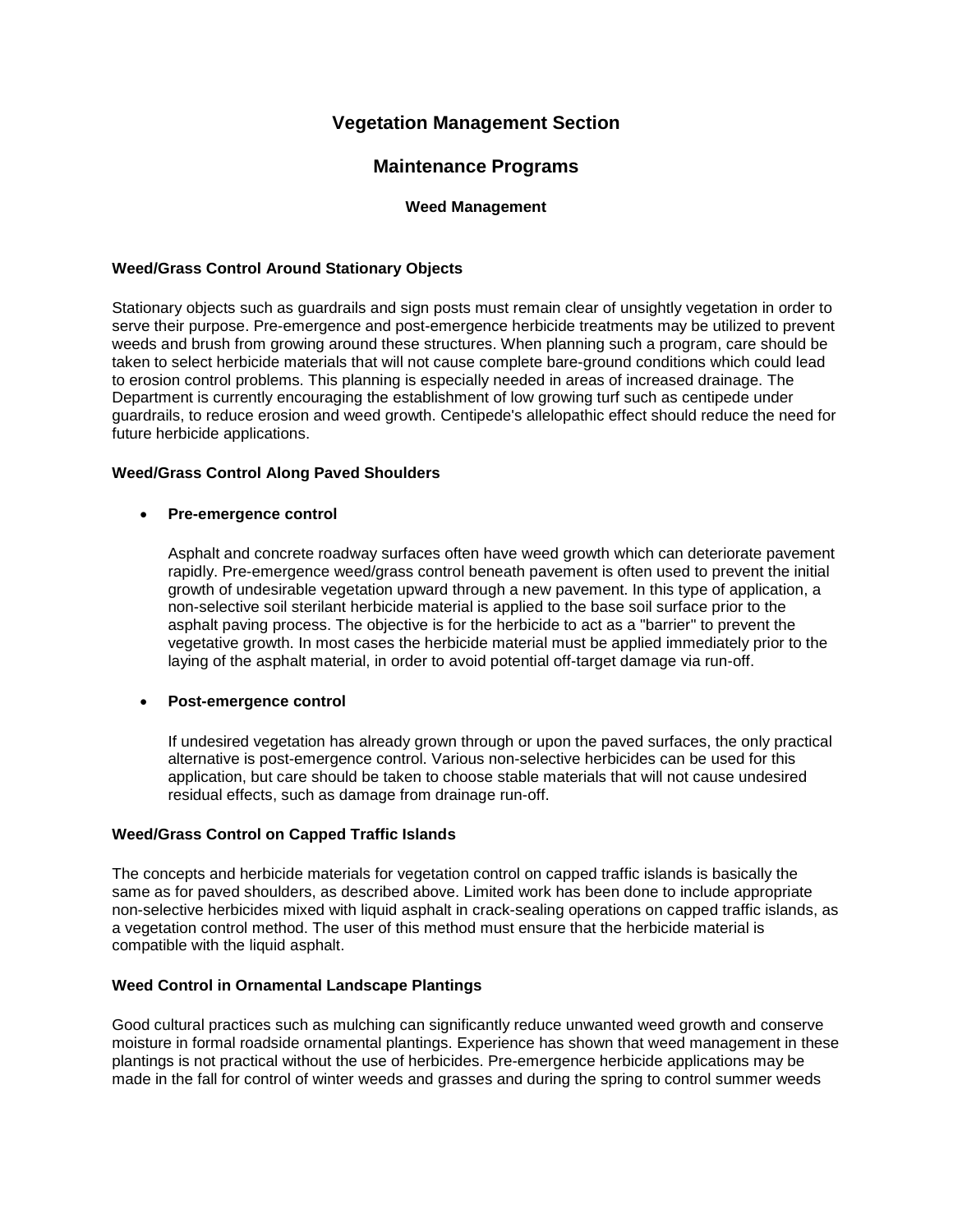# Vegetation Management Section

## Maintenance Programs

### Weed Management

**Weed/Grass Control Around Stationary Objects**

Stationary objects such as guardrails and sign posts must remain clear of unsightly vegetation in order to serve their purpose. Pre-emergence and post-emergence herbicide treatments may be utilized to prevent weeds and brush from growing around these structures. When planning such a program, care should be taken to select herbicide materials that will not cause complete bare-ground conditions which could lead to erosion control problems. This planning is especially needed in areas of increased drainage. The Department is currently encouraging the establishment of low growing turf such as centipede under guardrails, to reduce erosion and weed growth. Centipede's allelopathic effect should reduce the need for future herbicide applications.

**Weed/Grass Control Along Paved Shoulders**

- **Pre-emergence control**

  Asphalt and concrete roadway surfaces often have weed growth which can deteriorate pavement rapidly. Pre-emergence weed/grass control beneath pavement is often used to prevent the initial growth of undesirable vegetation upward through a new pavement. In this type of application, a non-selective soil sterilant herbicide material is applied to the base soil surface prior to the asphalt paving process. The objective is for the herbicide to act as a "barrier" to prevent the vegetative growth. In most cases the herbicide material must be applied immediately prior to the laying of the asphalt material, in order to avoid potential off-target damage via run-off.

- **Post-emergence control**

  If undesired vegetation has already grown through or upon the paved surfaces, the only practical alternative is post-emergence control. Various non-selective herbicides can be used for this application, but care should be taken to choose stable materials that will not cause undesired residual effects, such as damage from drainage run-off.

**Weed/Grass Control on Capped Traffic Islands**

The concepts and herbicide materials for vegetation control on capped traffic islands is basically the same as for paved shoulders, as described above. Limited work has been done to include appropriate non-selective herbicides mixed with liquid asphalt in crack-sealing operations on capped traffic islands, as a vegetation control method. The user of this method must ensure that the herbicide material is compatible with the liquid asphalt.

**Weed Control in Ornamental Landscape Plantings**

Good cultural practices such as mulching can significantly reduce unwanted weed growth and conserve moisture in formal roadside ornamental plantings. Experience has shown that weed management in these plantings is not practical without the use of herbicides. Pre-emergence herbicide applications may be made in the fall for control of winter weeds and grasses and during the spring to control summer weeds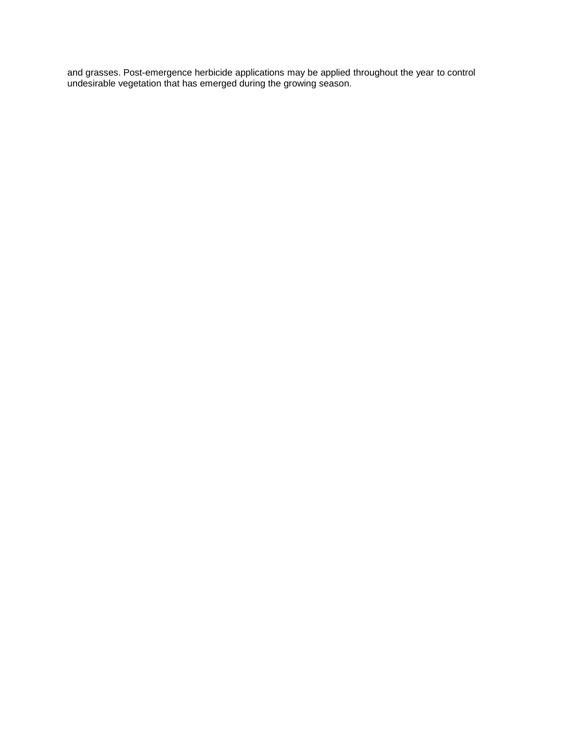and grasses. Post-emergence herbicide applications may be applied throughout the year to control undesirable vegetation that has emerged during the growing season.